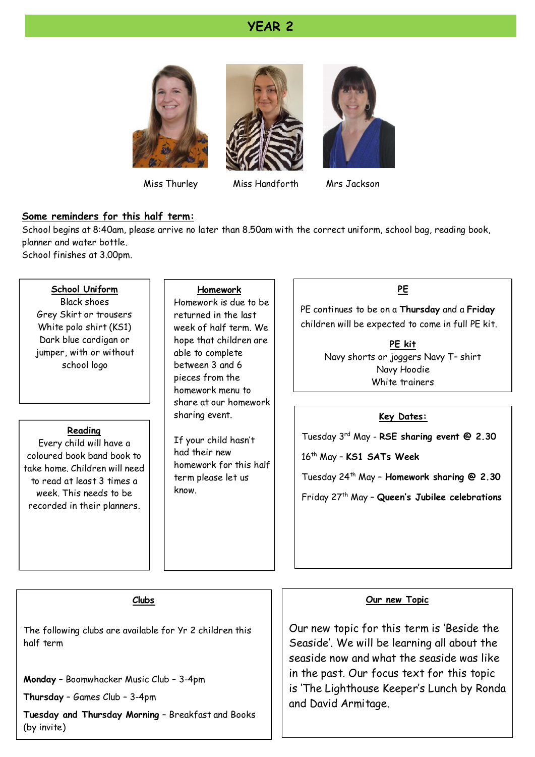# YEAR 2

Miss Thurley  Miss Handforth  Mrs Jackson

**Some reminders for this half term:**

School begins at 8:40am, please arrive no later than 8.50am with the correct uniform, school bag, reading book, planner and water bottle.
School finishes at 3.00pm.

### School Uniform

Black shoes
Grey Skirt or trousers
White polo shirt (KS1)
Dark blue cardigan or jumper, with or without school logo

### Reading

Every child will have a coloured book band book to take home. Children will need to read at least 3 times a week. This needs to be recorded in their planners.

### Homework

Homework is due to be returned in the last week of half term. We hope that children are able to complete between 3 and 6 pieces from the homework menu to share at our homework sharing event.

If your child hasn't had their new homework for this half term please let us know.

### PE

PE continues to be on a **Thursday** and a **Friday** children will be expected to come in full PE kit.

**PE kit**

Navy shorts or joggers Navy T- shirt
Navy Hoodie
White trainers

### Key Dates:

Tuesday 3rd May - **RSE sharing event @ 2.30**

16th May – **KS1 SATs Week**

Tuesday 24th May – **Homework sharing @ 2.30**

Friday 27th May – **Queen's Jubilee celebrations**

### Clubs

The following clubs are available for Yr 2 children this half term

**Monday** – Boomwhacker Music Club – 3-4pm

**Thursday** – Games Club – 3-4pm

**Tuesday and Thursday Morning** – Breakfast and Books (by invite)

### Our new Topic

Our new topic for this term is 'Beside the Seaside'. We will be learning all about the seaside now and what the seaside was like in the past. Our focus text for this topic is 'The Lighthouse Keeper's Lunch by Ronda and David Armitage.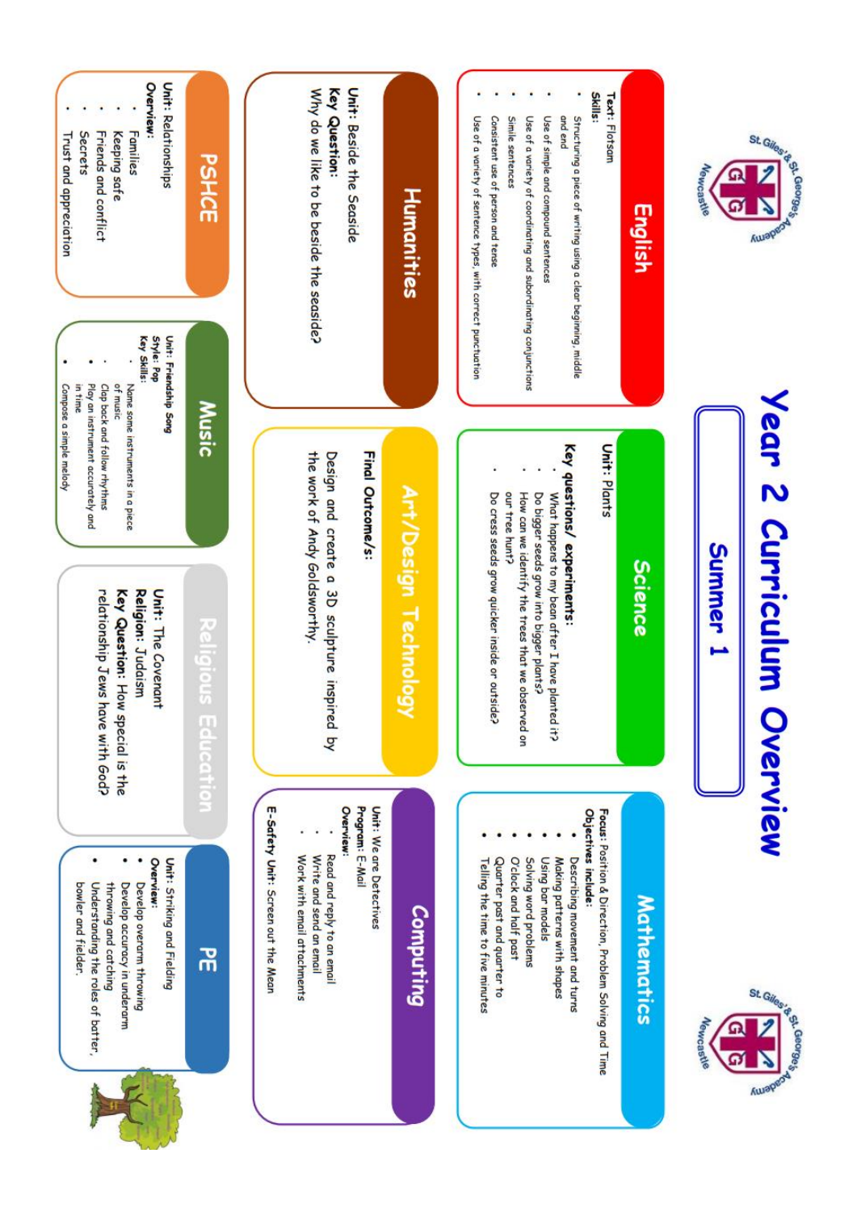# Year 2 Curriculum Overview

## Summer 1

## English

**Text:** Flotsam

**Skills:**

- Structuring a piece of writing using a clear beginning, middle and end
- Use of simple and compound sentences
- Use of a variety of coordinating and subordinating conjunctions
- Simile sentences
- Consistent use of person and tense
- Use of a variety of sentence types, with correct punctuation

## Science

**Unit:** Plants

**Key questions/ experiments:**

- What happens to my bean after I have planted it?
- Do bigger seeds grow into bigger plants?
- How can we identify the trees that we observed on our tree hunt?
- Do cress seeds grow quicker inside or outside?

## Mathematics

**Focus:** Position & Direction, Problem Solving and Time

**Objectives include:**

- Describing movement and turns
- Making patterns with shapes
- Using bar models
- Solving word problems
- O'clock and half past
- Quarter past and quarter to
- Telling the time to five minutes

## Humanities

**Unit:** Beside the Seaside

**Key Question:**

Why do we like to be beside the seaside?

## Art/Design Technology

**Final Outcome/s:**

Design and create a 3D sculpture inspired by the work of Andy Goldsworthy.

## Computing

**Unit:** We are Detectives

**Program:** E-Mail

**Overview:**

- Read and reply to an email
- Write and send an email
- Work with email attachments

**E-Safety Unit:** Screen out the Mean

## PSHCE

**Unit:** Relationships

**Overview:**

- Families
- Keeping safe
- Friends and conflict
- Secrets
- Trust and appreciation

## Music

**Unit:** Friendship Song

**Style:** Pop

**Key Skills:**

- Name some instruments in a piece of music
- Clap back and follow rhythms
- Play an instrument accurately and in time
- Compose a simple melody

## Religious Education

**Unit:** The Covenant

**Religion:** Judaism

**Key Question:** How special is the relationship Jews have with God?

## PE

**Unit:** Striking and Fielding

**Overview:**

- Develop overarm throwing
- Develop accuracy in underarm throwing and catching
- Understanding the roles of batter, bowler and fielder.